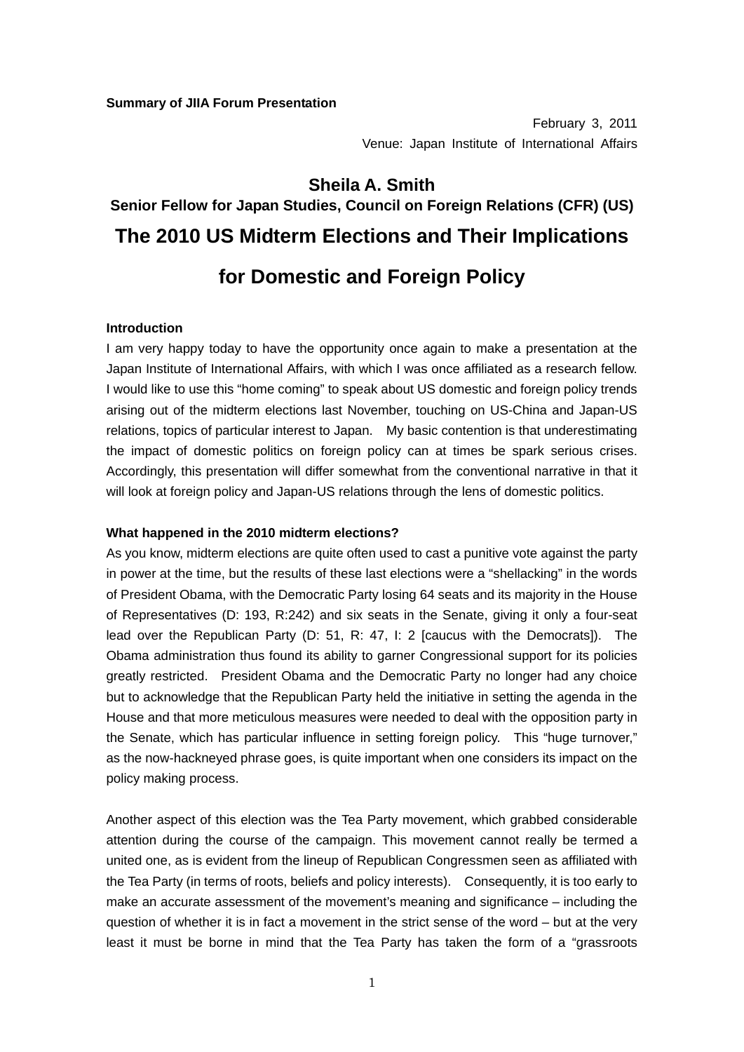**Summary of JIIA Forum Presentation**

February 3, 2011
Venue: Japan Institute of International Affairs

# Sheila A. Smith

**Senior Fellow for Japan Studies, Council on Foreign Relations (CFR) (US)**

# The 2010 US Midterm Elections and Their Implications for Domestic and Foreign Policy

### Introduction

I am very happy today to have the opportunity once again to make a presentation at the Japan Institute of International Affairs, with which I was once affiliated as a research fellow. I would like to use this "home coming" to speak about US domestic and foreign policy trends arising out of the midterm elections last November, touching on US-China and Japan-US relations, topics of particular interest to Japan. My basic contention is that underestimating the impact of domestic politics on foreign policy can at times be spark serious crises. Accordingly, this presentation will differ somewhat from the conventional narrative in that it will look at foreign policy and Japan-US relations through the lens of domestic politics.

### What happened in the 2010 midterm elections?

As you know, midterm elections are quite often used to cast a punitive vote against the party in power at the time, but the results of these last elections were a "shellacking" in the words of President Obama, with the Democratic Party losing 64 seats and its majority in the House of Representatives (D: 193, R:242) and six seats in the Senate, giving it only a four-seat lead over the Republican Party (D: 51, R: 47, I: 2 [caucus with the Democrats]). The Obama administration thus found its ability to garner Congressional support for its policies greatly restricted. President Obama and the Democratic Party no longer had any choice but to acknowledge that the Republican Party held the initiative in setting the agenda in the House and that more meticulous measures were needed to deal with the opposition party in the Senate, which has particular influence in setting foreign policy. This "huge turnover," as the now-hackneyed phrase goes, is quite important when one considers its impact on the policy making process.

Another aspect of this election was the Tea Party movement, which grabbed considerable attention during the course of the campaign. This movement cannot really be termed a united one, as is evident from the lineup of Republican Congressmen seen as affiliated with the Tea Party (in terms of roots, beliefs and policy interests). Consequently, it is too early to make an accurate assessment of the movement's meaning and significance – including the question of whether it is in fact a movement in the strict sense of the word – but at the very least it must be borne in mind that the Tea Party has taken the form of a "grassroots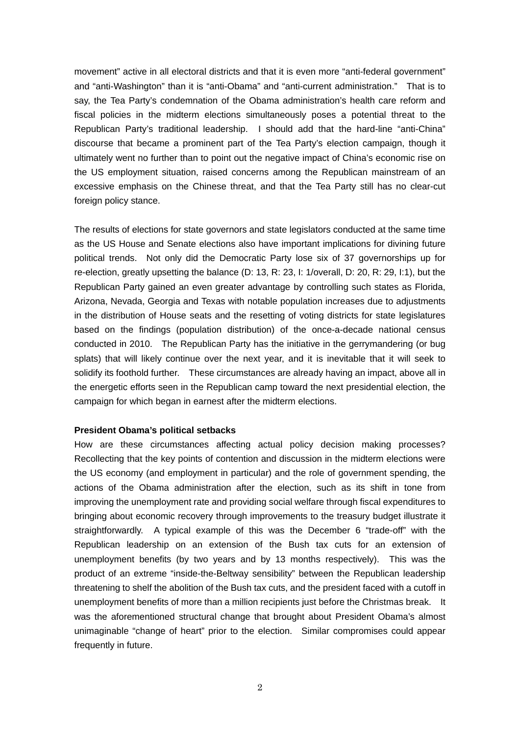movement" active in all electoral districts and that it is even more "anti-federal government" and "anti-Washington" than it is "anti-Obama" and "anti-current administration." That is to say, the Tea Party's condemnation of the Obama administration's health care reform and fiscal policies in the midterm elections simultaneously poses a potential threat to the Republican Party's traditional leadership. I should add that the hard-line "anti-China" discourse that became a prominent part of the Tea Party's election campaign, though it ultimately went no further than to point out the negative impact of China's economic rise on the US employment situation, raised concerns among the Republican mainstream of an excessive emphasis on the Chinese threat, and that the Tea Party still has no clear-cut foreign policy stance.

The results of elections for state governors and state legislators conducted at the same time as the US House and Senate elections also have important implications for divining future political trends. Not only did the Democratic Party lose six of 37 governorships up for re-election, greatly upsetting the balance (D: 13, R: 23, I: 1/overall, D: 20, R: 29, I:1), but the Republican Party gained an even greater advantage by controlling such states as Florida, Arizona, Nevada, Georgia and Texas with notable population increases due to adjustments in the distribution of House seats and the resetting of voting districts for state legislatures based on the findings (population distribution) of the once-a-decade national census conducted in 2010. The Republican Party has the initiative in the gerrymandering (or bug splats) that will likely continue over the next year, and it is inevitable that it will seek to solidify its foothold further. These circumstances are already having an impact, above all in the energetic efforts seen in the Republican camp toward the next presidential election, the campaign for which began in earnest after the midterm elections.

**President Obama's political setbacks**

How are these circumstances affecting actual policy decision making processes? Recollecting that the key points of contention and discussion in the midterm elections were the US economy (and employment in particular) and the role of government spending, the actions of the Obama administration after the election, such as its shift in tone from improving the unemployment rate and providing social welfare through fiscal expenditures to bringing about economic recovery through improvements to the treasury budget illustrate it straightforwardly. A typical example of this was the December 6 "trade-off" with the Republican leadership on an extension of the Bush tax cuts for an extension of unemployment benefits (by two years and by 13 months respectively). This was the product of an extreme "inside-the-Beltway sensibility" between the Republican leadership threatening to shelf the abolition of the Bush tax cuts, and the president faced with a cutoff in unemployment benefits of more than a million recipients just before the Christmas break. It was the aforementioned structural change that brought about President Obama's almost unimaginable "change of heart" prior to the election. Similar compromises could appear frequently in future.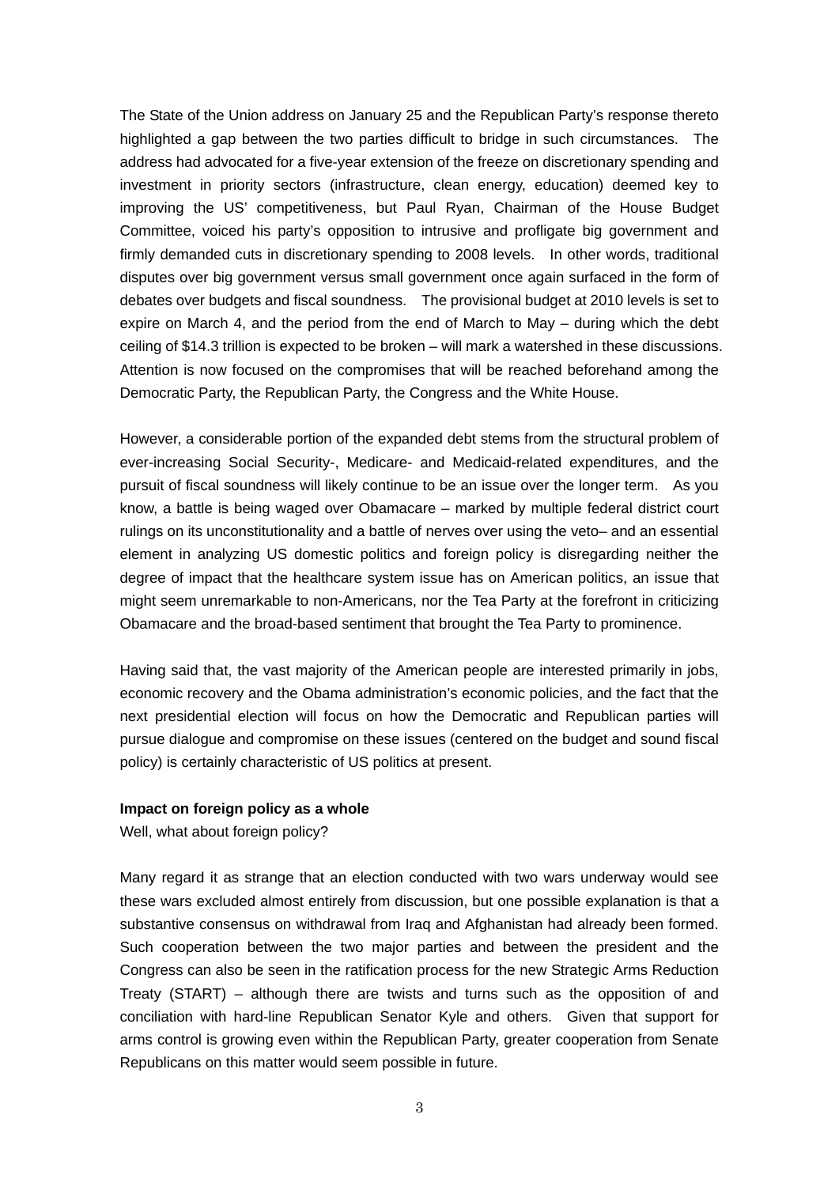The State of the Union address on January 25 and the Republican Party's response thereto highlighted a gap between the two parties difficult to bridge in such circumstances. The address had advocated for a five-year extension of the freeze on discretionary spending and investment in priority sectors (infrastructure, clean energy, education) deemed key to improving the US' competitiveness, but Paul Ryan, Chairman of the House Budget Committee, voiced his party's opposition to intrusive and profligate big government and firmly demanded cuts in discretionary spending to 2008 levels. In other words, traditional disputes over big government versus small government once again surfaced in the form of debates over budgets and fiscal soundness. The provisional budget at 2010 levels is set to expire on March 4, and the period from the end of March to May – during which the debt ceiling of $14.3 trillion is expected to be broken – will mark a watershed in these discussions. Attention is now focused on the compromises that will be reached beforehand among the Democratic Party, the Republican Party, the Congress and the White House.

However, a considerable portion of the expanded debt stems from the structural problem of ever-increasing Social Security-, Medicare- and Medicaid-related expenditures, and the pursuit of fiscal soundness will likely continue to be an issue over the longer term. As you know, a battle is being waged over Obamacare – marked by multiple federal district court rulings on its unconstitutionality and a battle of nerves over using the veto– and an essential element in analyzing US domestic politics and foreign policy is disregarding neither the degree of impact that the healthcare system issue has on American politics, an issue that might seem unremarkable to non-Americans, nor the Tea Party at the forefront in criticizing Obamacare and the broad-based sentiment that brought the Tea Party to prominence.

Having said that, the vast majority of the American people are interested primarily in jobs, economic recovery and the Obama administration's economic policies, and the fact that the next presidential election will focus on how the Democratic and Republican parties will pursue dialogue and compromise on these issues (centered on the budget and sound fiscal policy) is certainly characteristic of US politics at present.

**Impact on foreign policy as a whole**

Well, what about foreign policy?

Many regard it as strange that an election conducted with two wars underway would see these wars excluded almost entirely from discussion, but one possible explanation is that a substantive consensus on withdrawal from Iraq and Afghanistan had already been formed. Such cooperation between the two major parties and between the president and the Congress can also be seen in the ratification process for the new Strategic Arms Reduction Treaty (START) – although there are twists and turns such as the opposition of and conciliation with hard-line Republican Senator Kyle and others. Given that support for arms control is growing even within the Republican Party, greater cooperation from Senate Republicans on this matter would seem possible in future.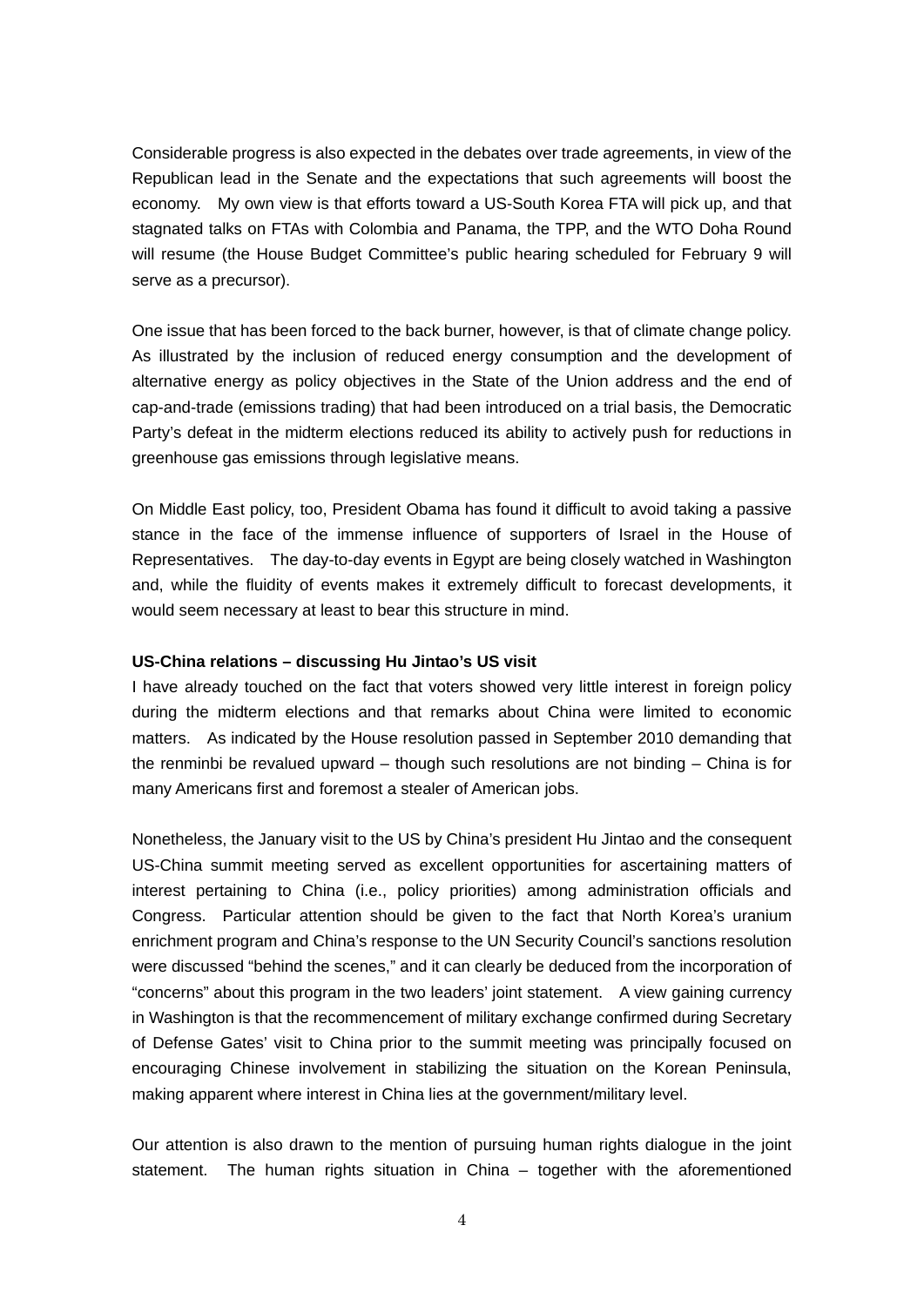Considerable progress is also expected in the debates over trade agreements, in view of the Republican lead in the Senate and the expectations that such agreements will boost the economy. My own view is that efforts toward a US-South Korea FTA will pick up, and that stagnated talks on FTAs with Colombia and Panama, the TPP, and the WTO Doha Round will resume (the House Budget Committee's public hearing scheduled for February 9 will serve as a precursor).

One issue that has been forced to the back burner, however, is that of climate change policy. As illustrated by the inclusion of reduced energy consumption and the development of alternative energy as policy objectives in the State of the Union address and the end of cap-and-trade (emissions trading) that had been introduced on a trial basis, the Democratic Party's defeat in the midterm elections reduced its ability to actively push for reductions in greenhouse gas emissions through legislative means.

On Middle East policy, too, President Obama has found it difficult to avoid taking a passive stance in the face of the immense influence of supporters of Israel in the House of Representatives. The day-to-day events in Egypt are being closely watched in Washington and, while the fluidity of events makes it extremely difficult to forecast developments, it would seem necessary at least to bear this structure in mind.

**US-China relations – discussing Hu Jintao's US visit**

I have already touched on the fact that voters showed very little interest in foreign policy during the midterm elections and that remarks about China were limited to economic matters. As indicated by the House resolution passed in September 2010 demanding that the renminbi be revalued upward – though such resolutions are not binding – China is for many Americans first and foremost a stealer of American jobs.

Nonetheless, the January visit to the US by China's president Hu Jintao and the consequent US-China summit meeting served as excellent opportunities for ascertaining matters of interest pertaining to China (i.e., policy priorities) among administration officials and Congress. Particular attention should be given to the fact that North Korea's uranium enrichment program and China's response to the UN Security Council's sanctions resolution were discussed "behind the scenes," and it can clearly be deduced from the incorporation of "concerns" about this program in the two leaders' joint statement. A view gaining currency in Washington is that the recommencement of military exchange confirmed during Secretary of Defense Gates' visit to China prior to the summit meeting was principally focused on encouraging Chinese involvement in stabilizing the situation on the Korean Peninsula, making apparent where interest in China lies at the government/military level.

Our attention is also drawn to the mention of pursuing human rights dialogue in the joint statement. The human rights situation in China – together with the aforementioned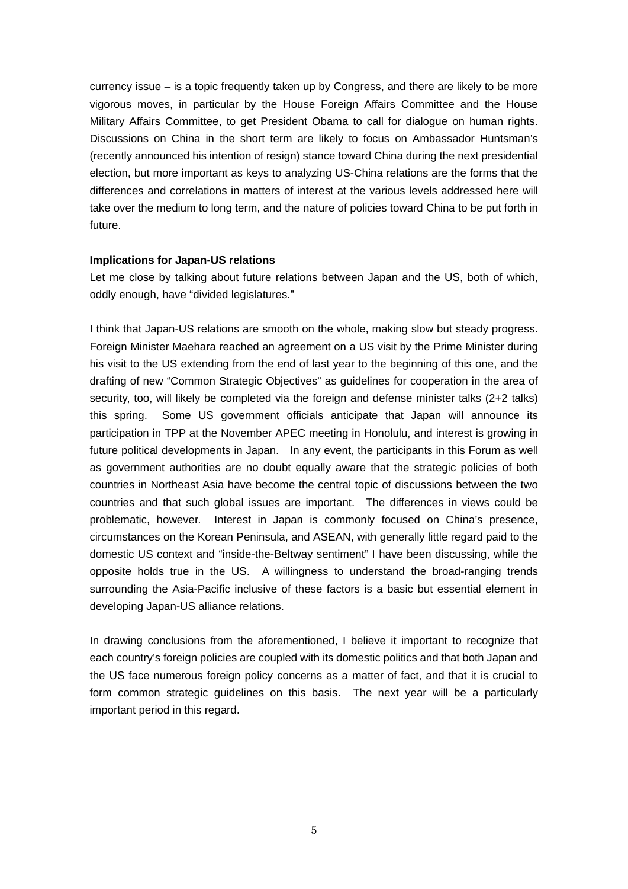currency issue – is a topic frequently taken up by Congress, and there are likely to be more vigorous moves, in particular by the House Foreign Affairs Committee and the House Military Affairs Committee, to get President Obama to call for dialogue on human rights. Discussions on China in the short term are likely to focus on Ambassador Huntsman's (recently announced his intention of resign) stance toward China during the next presidential election, but more important as keys to analyzing US-China relations are the forms that the differences and correlations in matters of interest at the various levels addressed here will take over the medium to long term, and the nature of policies toward China to be put forth in future.

**Implications for Japan-US relations**

Let me close by talking about future relations between Japan and the US, both of which, oddly enough, have "divided legislatures."

I think that Japan-US relations are smooth on the whole, making slow but steady progress. Foreign Minister Maehara reached an agreement on a US visit by the Prime Minister during his visit to the US extending from the end of last year to the beginning of this one, and the drafting of new "Common Strategic Objectives" as guidelines for cooperation in the area of security, too, will likely be completed via the foreign and defense minister talks (2+2 talks) this spring. Some US government officials anticipate that Japan will announce its participation in TPP at the November APEC meeting in Honolulu, and interest is growing in future political developments in Japan. In any event, the participants in this Forum as well as government authorities are no doubt equally aware that the strategic policies of both countries in Northeast Asia have become the central topic of discussions between the two countries and that such global issues are important. The differences in views could be problematic, however. Interest in Japan is commonly focused on China's presence, circumstances on the Korean Peninsula, and ASEAN, with generally little regard paid to the domestic US context and "inside-the-Beltway sentiment" I have been discussing, while the opposite holds true in the US. A willingness to understand the broad-ranging trends surrounding the Asia-Pacific inclusive of these factors is a basic but essential element in developing Japan-US alliance relations.

In drawing conclusions from the aforementioned, I believe it important to recognize that each country's foreign policies are coupled with its domestic politics and that both Japan and the US face numerous foreign policy concerns as a matter of fact, and that it is crucial to form common strategic guidelines on this basis. The next year will be a particularly important period in this regard.